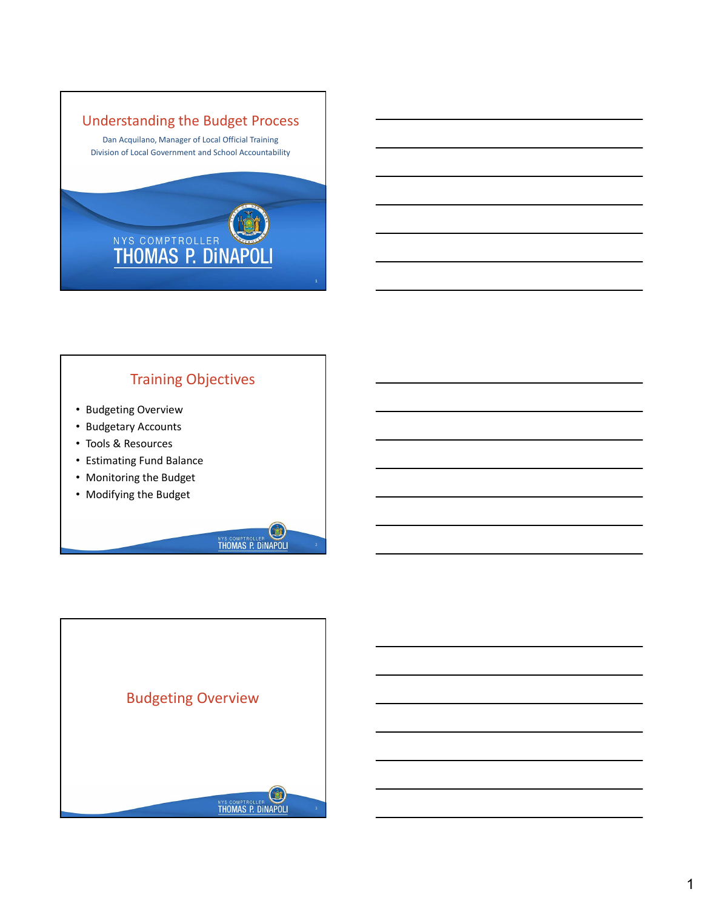# Understanding the Budget Process

Dan Acquilano, Manager of Local Official Training
Division of Local Government and School Accountability

NYS COMPTROLLER
THOMAS P. DiNAPOLI

## Training Objectives

- Budgeting Overview
- Budgetary Accounts
- Tools & Resources
- Estimating Fund Balance
- Monitoring the Budget
- Modifying the Budget

## Budgeting Overview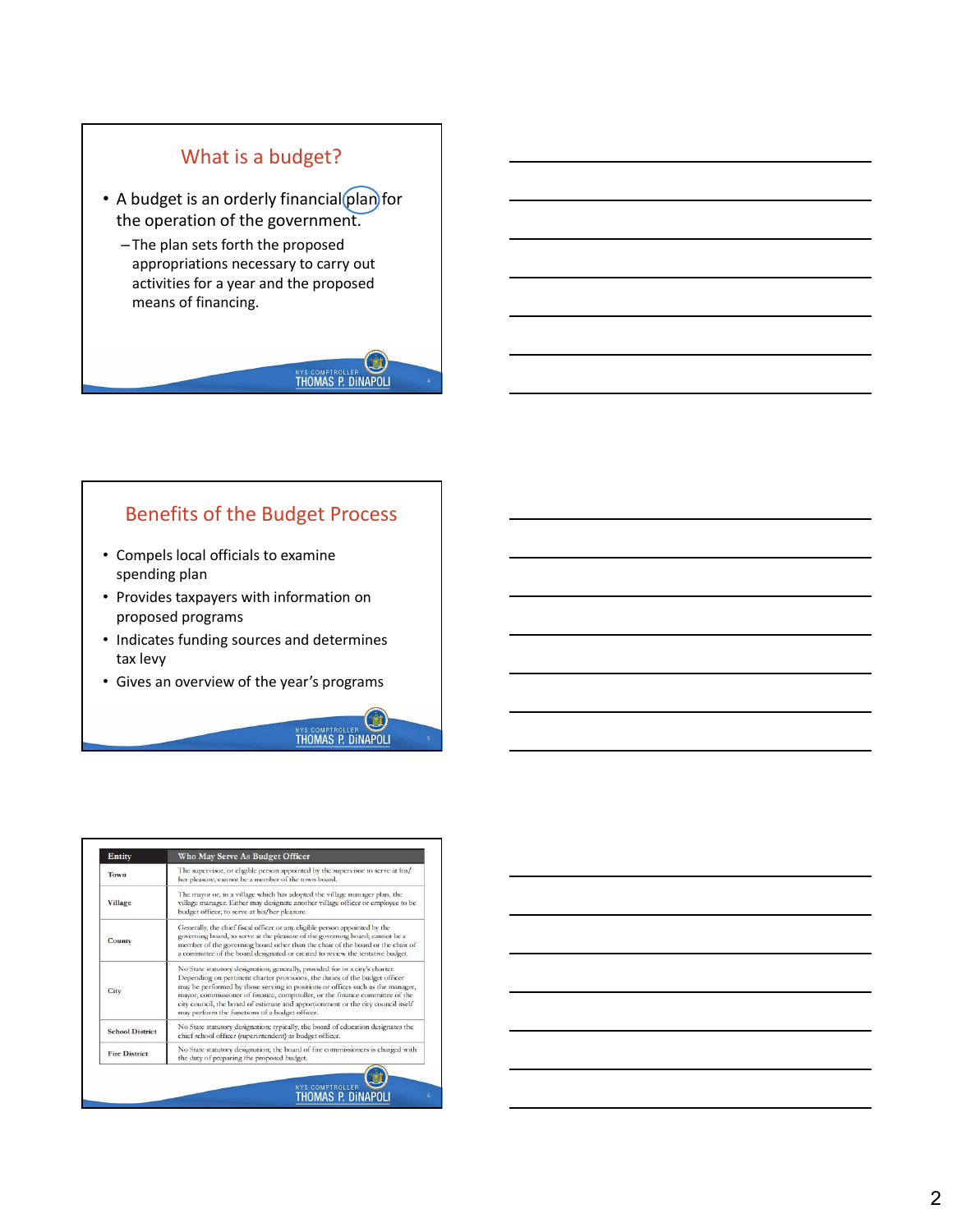## What is a budget?

- A budget is an orderly financial plan for the operation of the government.
  - The plan sets forth the proposed appropriations necessary to carry out activities for a year and the proposed means of financing.

NYS COMPTROLLER THOMAS P. DiNAPOLI

## Benefits of the Budget Process

- Compels local officials to examine spending plan
- Provides taxpayers with information on proposed programs
- Indicates funding sources and determines tax levy
- Gives an overview of the year's programs

NYS COMPTROLLER THOMAS P. DiNAPOLI

| Entity | Who May Serve As Budget Officer |
|---|---|
| Town | The supervisor, or eligible person appointed by the supervisor to serve at his/her pleasure, cannot be a member of the town board. |
| Village | The mayor or, in a village which has adopted the village manager plan, the village manager. Either may designate another village officer or employee to be budget officer, to serve at his/her pleasure. |
| County | Generally, the chief fiscal officer or any eligible person appointed by the governing board, to serve at the pleasure of the governing board; cannot be a member of the governing board other than the chair of the board or the chair of a committee of the board designated or created to review the tentative budget. |
| City | No State statutory designation; generally, provided for in a city's charter. Depending on pertinent charter provisions, the duties of the budget officer may be performed by those serving in positions or offices such as the manager, mayor, commissioner of finance, comptroller, or the finance committee of the city council, the board of estimate and apportionment or the city council itself may perform the functions of a budget officer. |
| School District | No State statutory designation; typically, the board of education designates the chief school officer (superintendent) as budget officer. |
| Fire District | No State statutory designation; the board of fire commissioners is charged with the duty of preparing the proposed budget. |

NYS COMPTROLLER THOMAS P. DiNAPOLI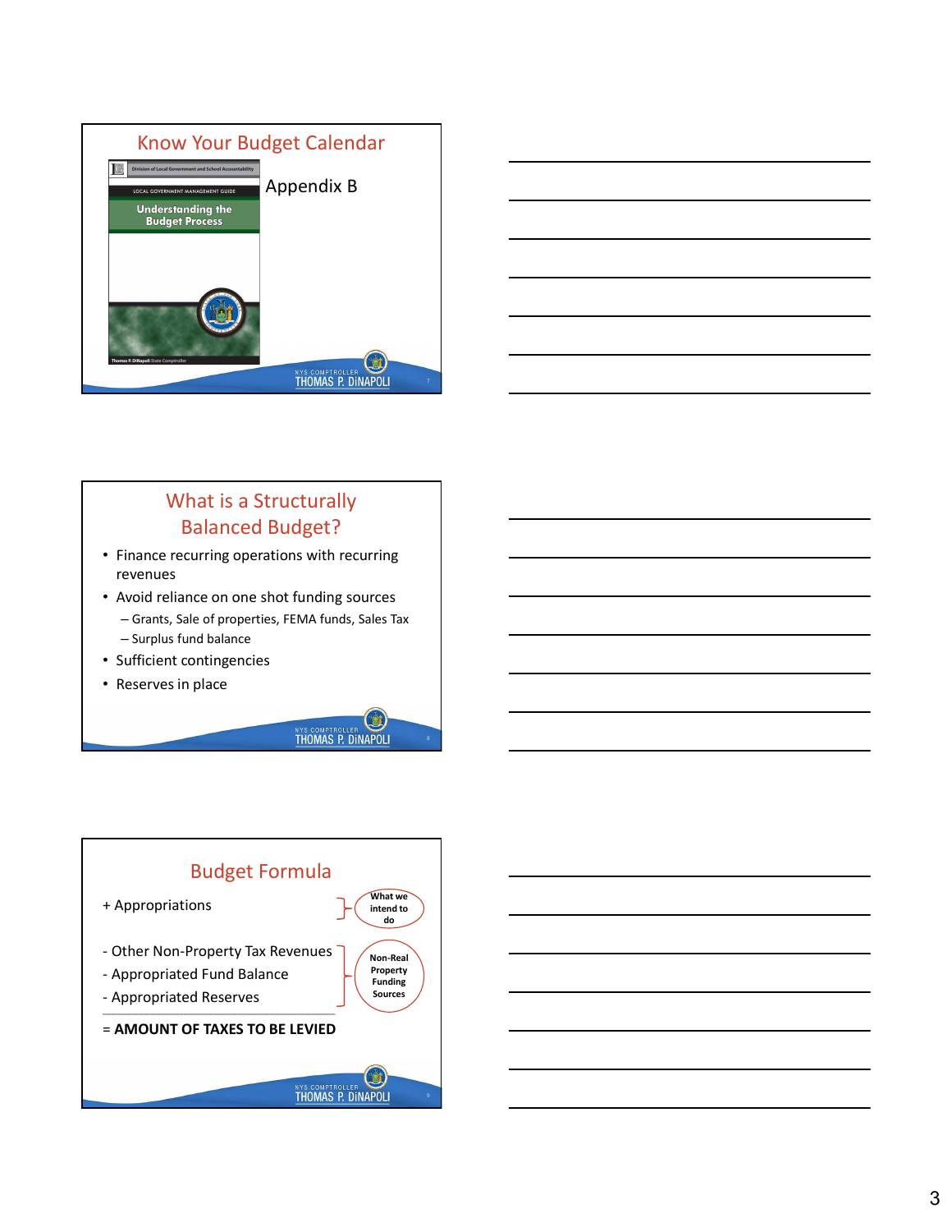## Know Your Budget Calendar

Division of Local Government and School Accountability

LOCAL GOVERNMENT MANAGEMENT GUIDE

Understanding the Budget Process

Thomas P. DiNapoli State Comptroller

Appendix B

## What is a Structurally Balanced Budget?

- Finance recurring operations with recurring revenues
- Avoid reliance on one shot funding sources
  - Grants, Sale of properties, FEMA funds, Sales Tax
  - Surplus fund balance
- Sufficient contingencies
- Reserves in place

## Budget Formula

+ Appropriations — What we intend to do

- Other Non-Property Tax Revenues
- Appropriated Fund Balance
- Appropriated Reserves

(Non-Real Property Funding Sources)

= **AMOUNT OF TAXES TO BE LEVIED**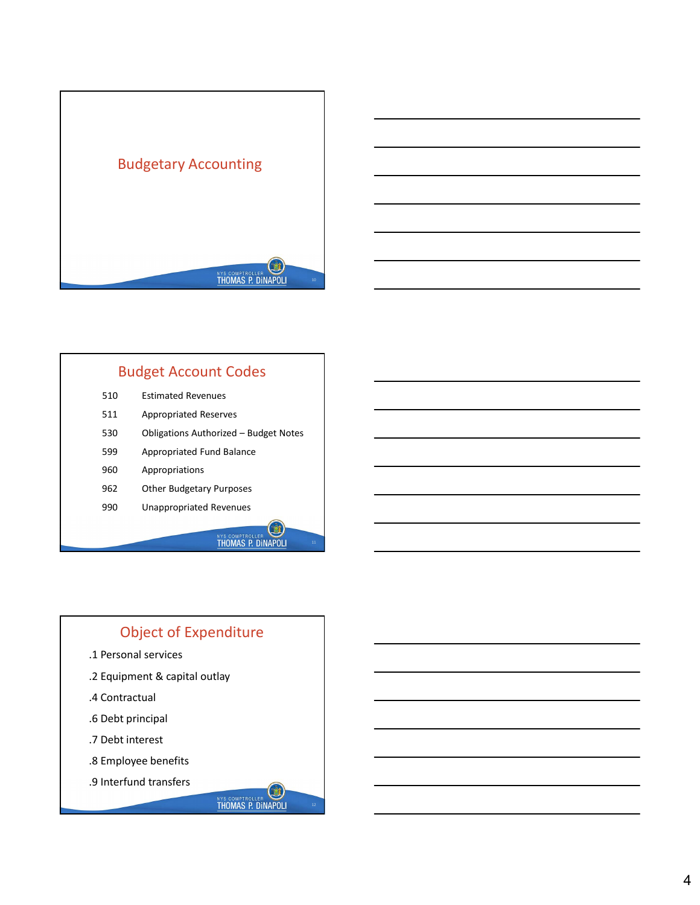# Budgetary Accounting

## Budget Account Codes

| | |
|---|---|
| 510 | Estimated Revenues |
| 511 | Appropriated Reserves |
| 530 | Obligations Authorized – Budget Notes |
| 599 | Appropriated Fund Balance |
| 960 | Appropriations |
| 962 | Other Budgetary Purposes |
| 990 | Unappropriated Revenues |

## Object of Expenditure

.1 Personal services

.2 Equipment & capital outlay

.4 Contractual

.6 Debt principal

.7 Debt interest

.8 Employee benefits

.9 Interfund transfers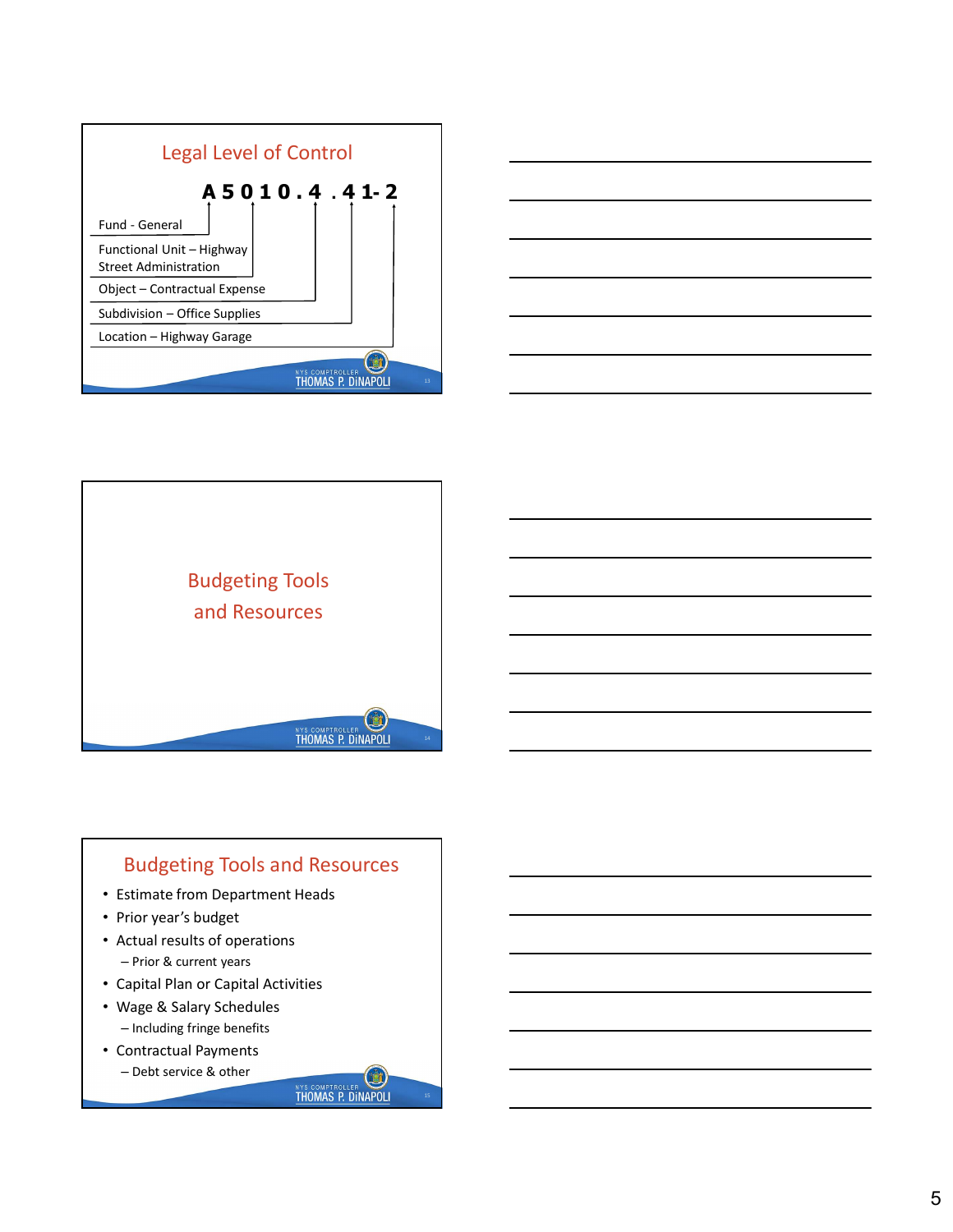## Legal Level of Control

**A 5 0 1 0 . 4 . 4 1 - 2**

- Fund - General
- Functional Unit – Highway Street Administration
- Object – Contractual Expense
- Subdivision – Office Supplies
- Location – Highway Garage

## Budgeting Tools and Resources

## Budgeting Tools and Resources

- Estimate from Department Heads
- Prior year's budget
- Actual results of operations
  - Prior & current years
- Capital Plan or Capital Activities
- Wage & Salary Schedules
  - Including fringe benefits
- Contractual Payments
  - Debt service & other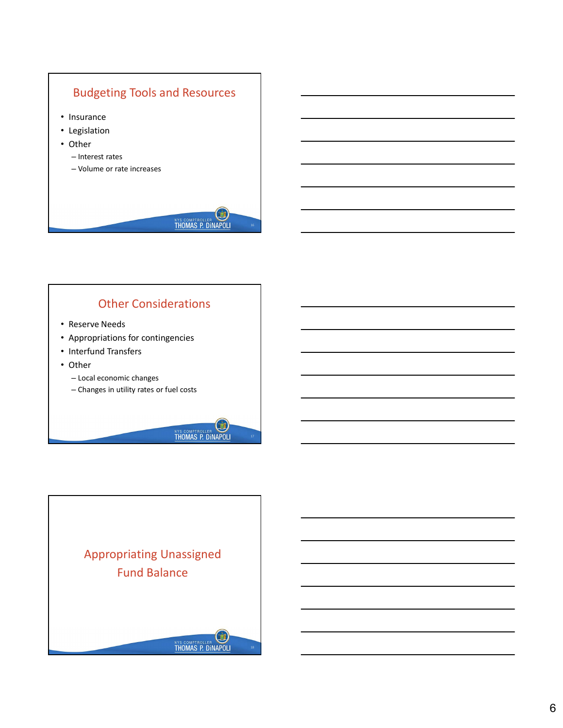## Budgeting Tools and Resources

- Insurance
- Legislation
- Other
  - Interest rates
  - Volume or rate increases

## Other Considerations

- Reserve Needs
- Appropriations for contingencies
- Interfund Transfers
- Other
  - Local economic changes
  - Changes in utility rates or fuel costs

## Appropriating Unassigned Fund Balance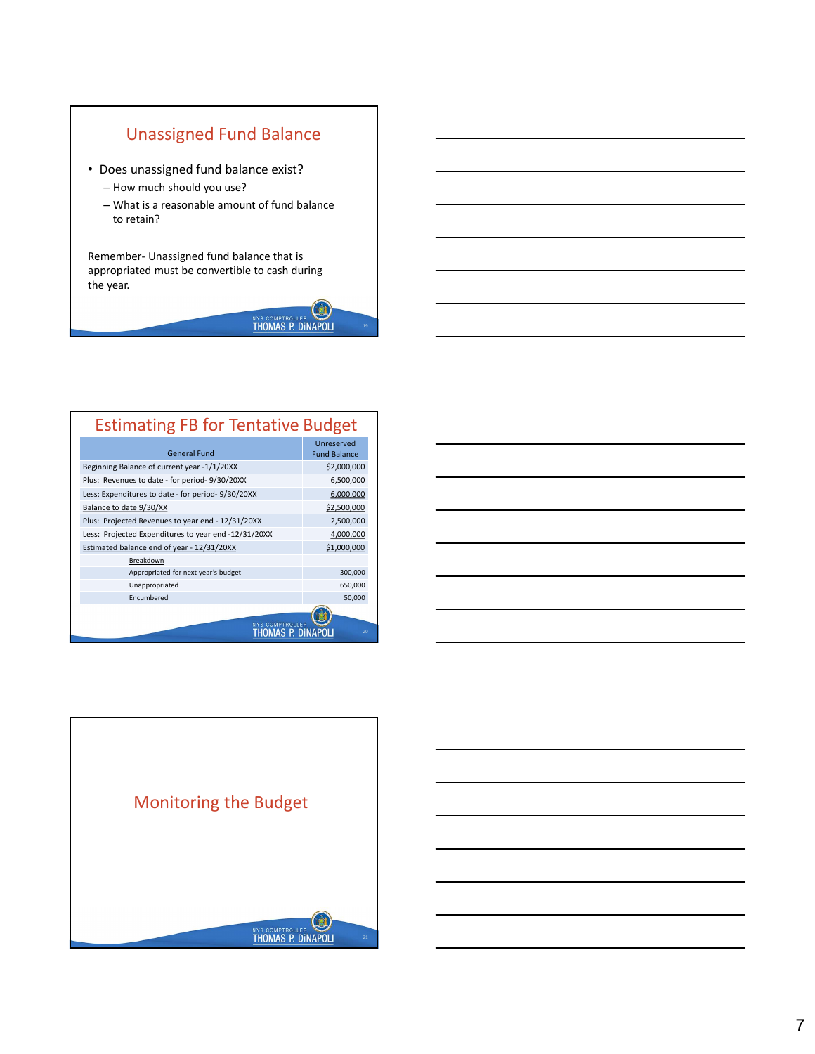## Unassigned Fund Balance

- Does unassigned fund balance exist?
  - How much should you use?
  - What is a reasonable amount of fund balance to retain?

Remember- Unassigned fund balance that is appropriated must be convertible to cash during the year.

## Estimating FB for Tentative Budget

| General Fund | Unreserved Fund Balance |
|---|---|
| Beginning Balance of current year -1/1/20XX | $2,000,000 |
| Plus: Revenues to date - for period- 9/30/20XX | 6,500,000 |
| Less: Expenditures to date - for period- 9/30/20XX | 6,000,000 |
| Balance to date 9/30/XX | $2,500,000 |
| Plus: Projected Revenues to year end - 12/31/20XX | 2,500,000 |
| Less: Projected Expenditures to year end -12/31/20XX | 4,000,000 |
| Estimated balance end of year - 12/31/20XX | $1,000,000 |
| Breakdown | |
| Appropriated for next year's budget | 300,000 |
| Unappropriated | 650,000 |
| Encumbered | 50,000 |

## Monitoring the Budget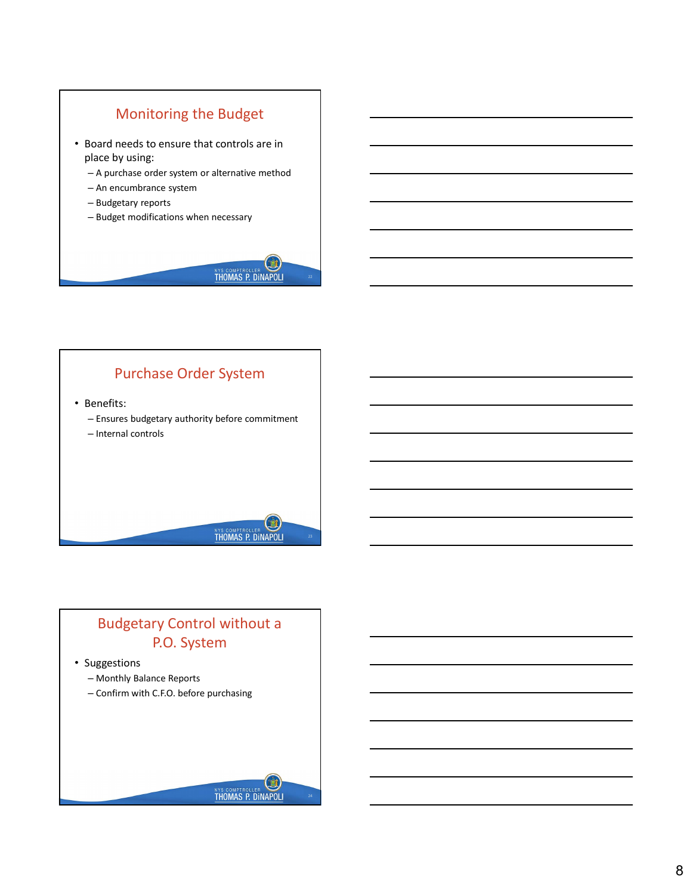## Monitoring the Budget

- Board needs to ensure that controls are in place by using:
  - A purchase order system or alternative method
  - An encumbrance system
  - Budgetary reports
  - Budget modifications when necessary

## Purchase Order System

- Benefits:
  - Ensures budgetary authority before commitment
  - Internal controls

## Budgetary Control without a P.O. System

- Suggestions
  - Monthly Balance Reports
  - Confirm with C.F.O. before purchasing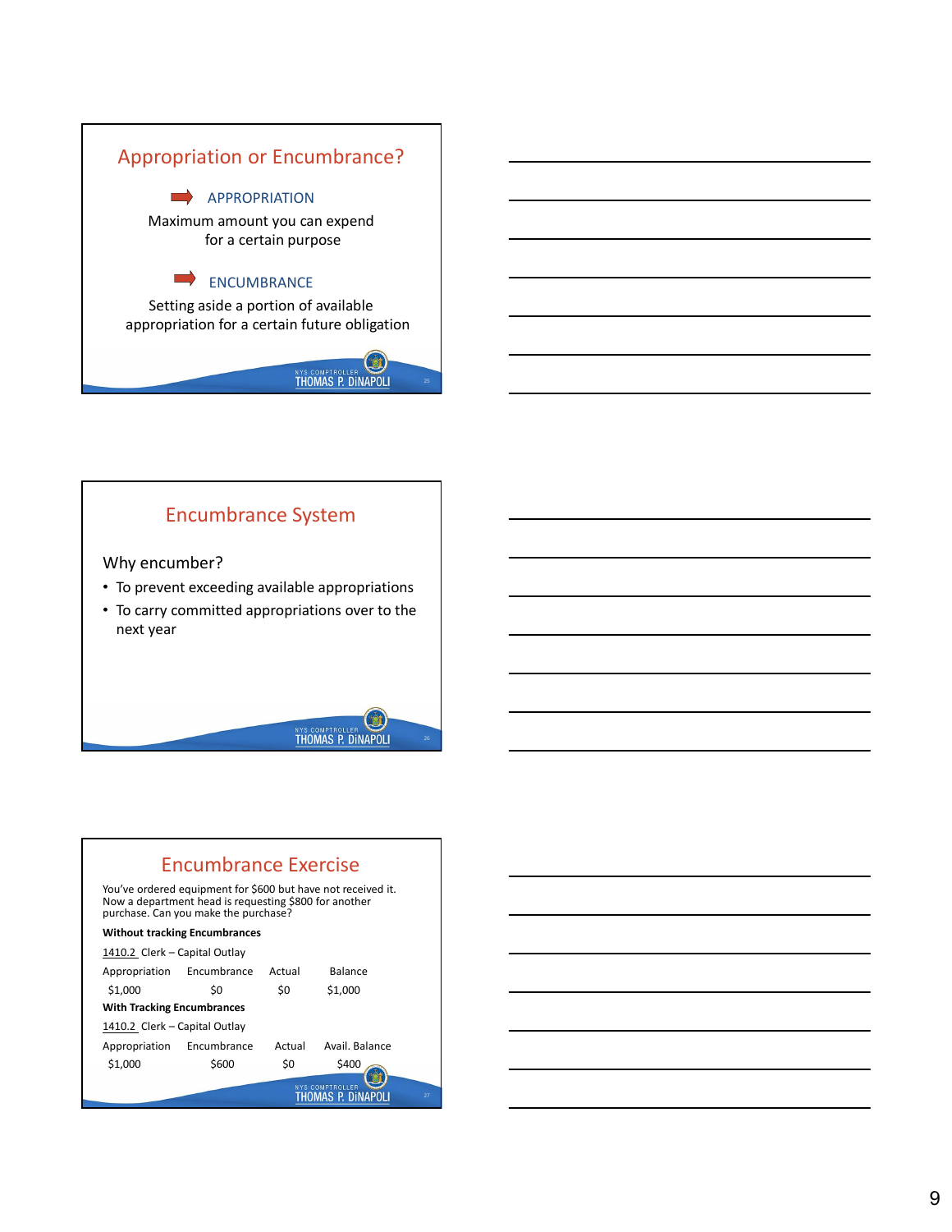## Appropriation or Encumbrance?

**APPROPRIATION**

Maximum amount you can expend for a certain purpose

**ENCUMBRANCE**

Setting aside a portion of available appropriation for a certain future obligation

## Encumbrance System

Why encumber?

- To prevent exceeding available appropriations
- To carry committed appropriations over to the next year

## Encumbrance Exercise

You've ordered equipment for $600 but have not received it. Now a department head is requesting $800 for another purchase. Can you make the purchase?

**Without tracking Encumbrances**

1410.2 Clerk – Capital Outlay

| Appropriation | Encumbrance | Actual | Balance |
|---|---|---|---|
| $1,000 | $0 | $0 | $1,000 |

**With Tracking Encumbrances**

1410.2 Clerk – Capital Outlay

| Appropriation | Encumbrance | Actual | Avail. Balance |
|---|---|---|---|
| $1,000 | $600 | $0 | $400 |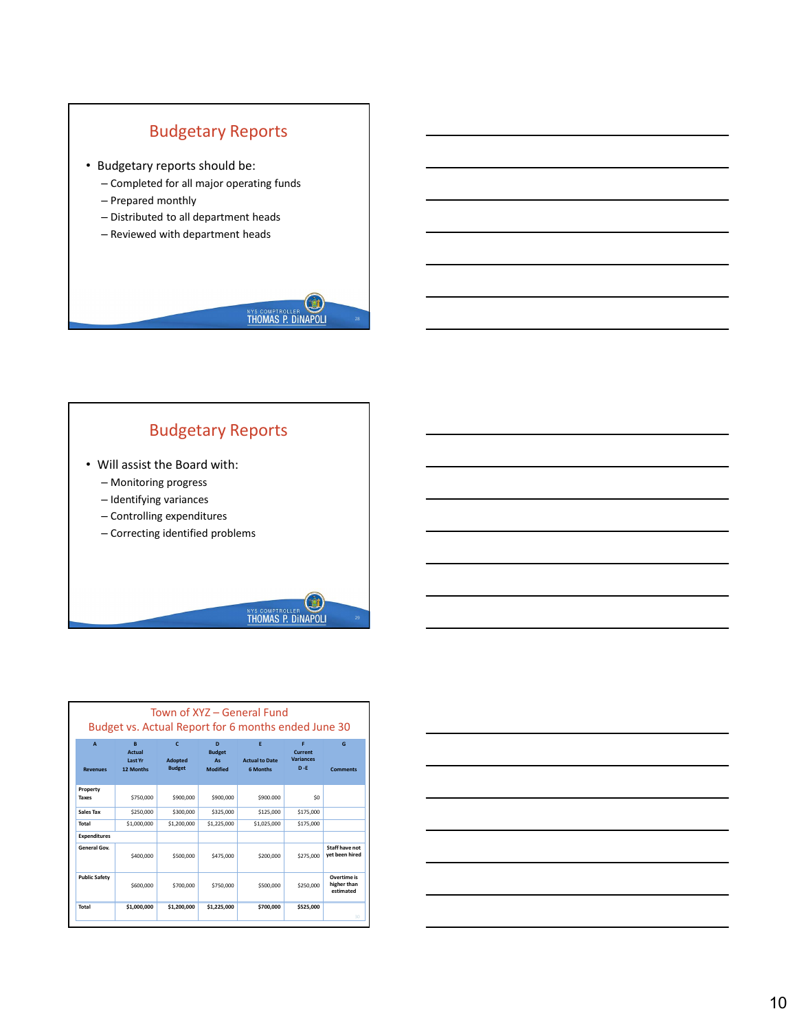## Budgetary Reports

- Budgetary reports should be:
  - Completed for all major operating funds
  - Prepared monthly
  - Distributed to all department heads
  - Reviewed with department heads

## Budgetary Reports

- Will assist the Board with:
  - Monitoring progress
  - Identifying variances
  - Controlling expenditures
  - Correcting identified problems

## Town of XYZ – General Fund
## Budget vs. Actual Report for 6 months ended June 30

| A | B | C | D | E | F | G |
|---|---|---|---|---|---|---|
| Revenues | Actual Last Yr 12 Months | Adopted Budget | Budget As Modified | Actual to Date 6 Months | Current Variances D -E | Comments |
| Property Taxes | $750,000 | $900,000 | $900,000 | $900,000 | $0 | |
| Sales Tax | $250,000 | $300,000 | $325,000 | $125,000 | $175,000 | |
| Total | $1,000,000 | $1,200,000 | $1,225,000 | $1,025,000 | $175,000 | |
| Expenditures | | | | | | |
| General Gov. | $400,000 | $500,000 | $475,000 | $200,000 | $275,000 | Staff have not yet been hired |
| Public Safety | $600,000 | $700,000 | $750,000 | $500,000 | $250,000 | Overtime is higher than estimated |
| Total | $1,000,000 | $1,200,000 | $1,225,000 | $700,000 | $525,000 | |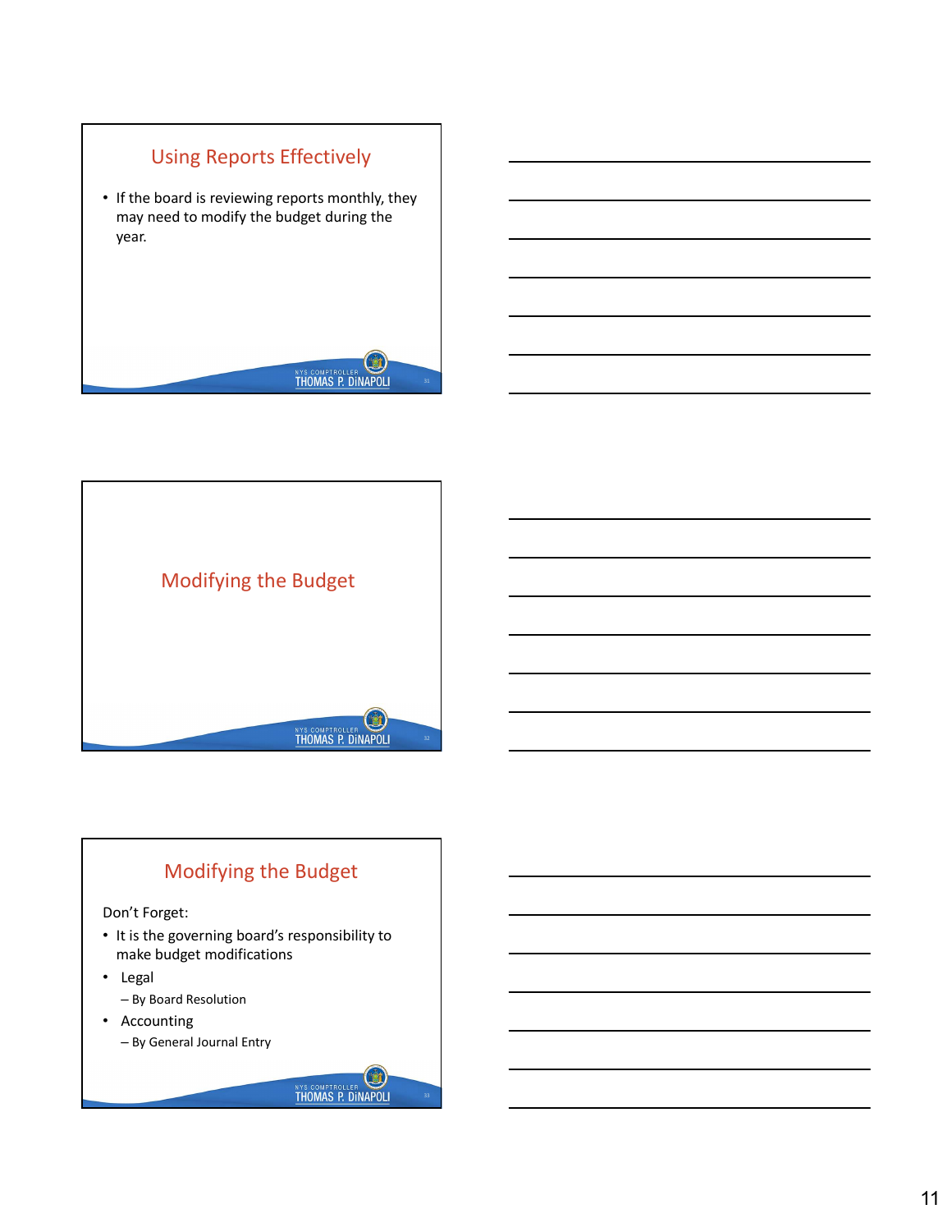## Using Reports Effectively

- If the board is reviewing reports monthly, they may need to modify the budget during the year.

## Modifying the Budget

## Modifying the Budget

Don't Forget:

- It is the governing board's responsibility to make budget modifications
- Legal
  - By Board Resolution
- Accounting
  - By General Journal Entry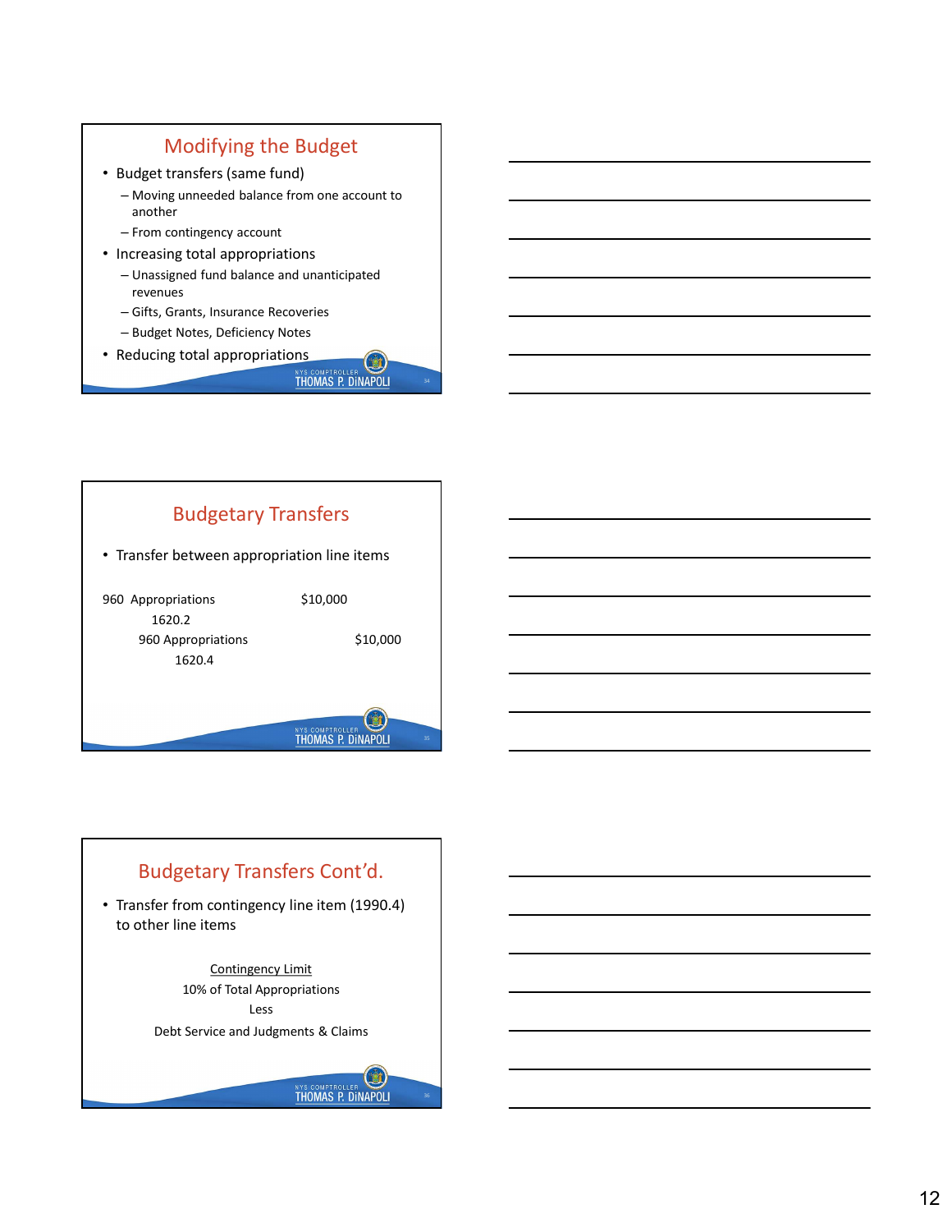## Modifying the Budget

- Budget transfers (same fund)
  - Moving unneeded balance from one account to another
  - From contingency account
- Increasing total appropriations
  - Unassigned fund balance and unanticipated revenues
  - Gifts, Grants, Insurance Recoveries
  - Budget Notes, Deficiency Notes
- Reducing total appropriations

## Budgetary Transfers

- Transfer between appropriation line items

| Account | Debit | Credit |
| --- | --- | --- |
| 960 Appropriations 1620.2 | $10,000 | |
| 960 Appropriations 1620.4 | | $10,000 |

## Budgetary Transfers Cont'd.

- Transfer from contingency line item (1990.4) to other line items

Contingency Limit
10% of Total Appropriations
Less
Debt Service and Judgments & Claims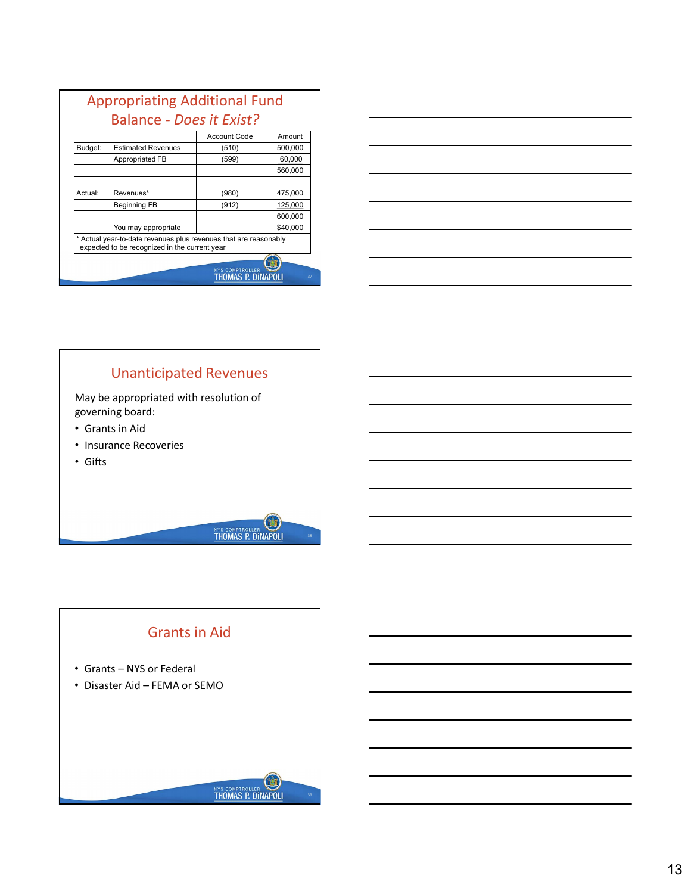## Appropriating Additional Fund Balance - *Does it Exist?*

| | | Account Code | | Amount |
|---|---|---|---|---|
| Budget: | Estimated Revenues | (510) | | 500,000 |
| | Appropriated FB | (599) | | 60,000 |
| | | | | 560,000 |
| | | | | |
| Actual: | Revenues* | (980) | | 475,000 |
| | Beginning FB | (912) | | 125,000 |
| | | | | 600,000 |
| | You may appropriate | | | $40,000 |

\* Actual year-to-date revenues plus revenues that are reasonably expected to be recognized in the current year

## Unanticipated Revenues

May be appropriated with resolution of governing board:

- Grants in Aid
- Insurance Recoveries
- Gifts

## Grants in Aid

- Grants – NYS or Federal
- Disaster Aid – FEMA or SEMO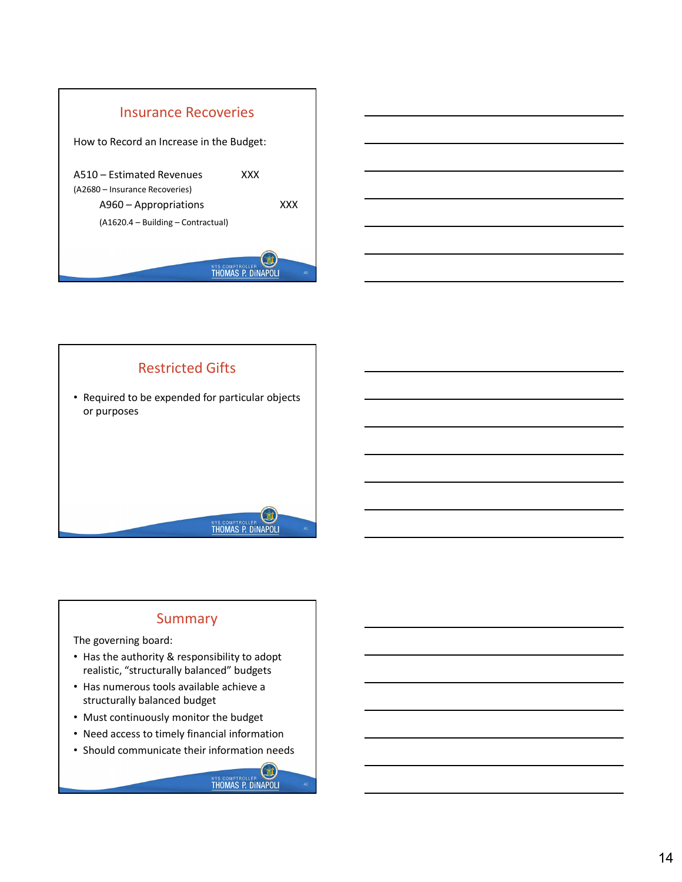## Insurance Recoveries

How to Record an Increase in the Budget:

| | | |
|---|---|---|
| A510 – Estimated Revenues | XXX | |
| (A2680 – Insurance Recoveries) | | |
| A960 – Appropriations | | XXX |
| (A1620.4 – Building – Contractual) | | |

## Restricted Gifts

- Required to be expended for particular objects or purposes

## Summary

The governing board:

- Has the authority & responsibility to adopt realistic, "structurally balanced" budgets
- Has numerous tools available achieve a structurally balanced budget
- Must continuously monitor the budget
- Need access to timely financial information
- Should communicate their information needs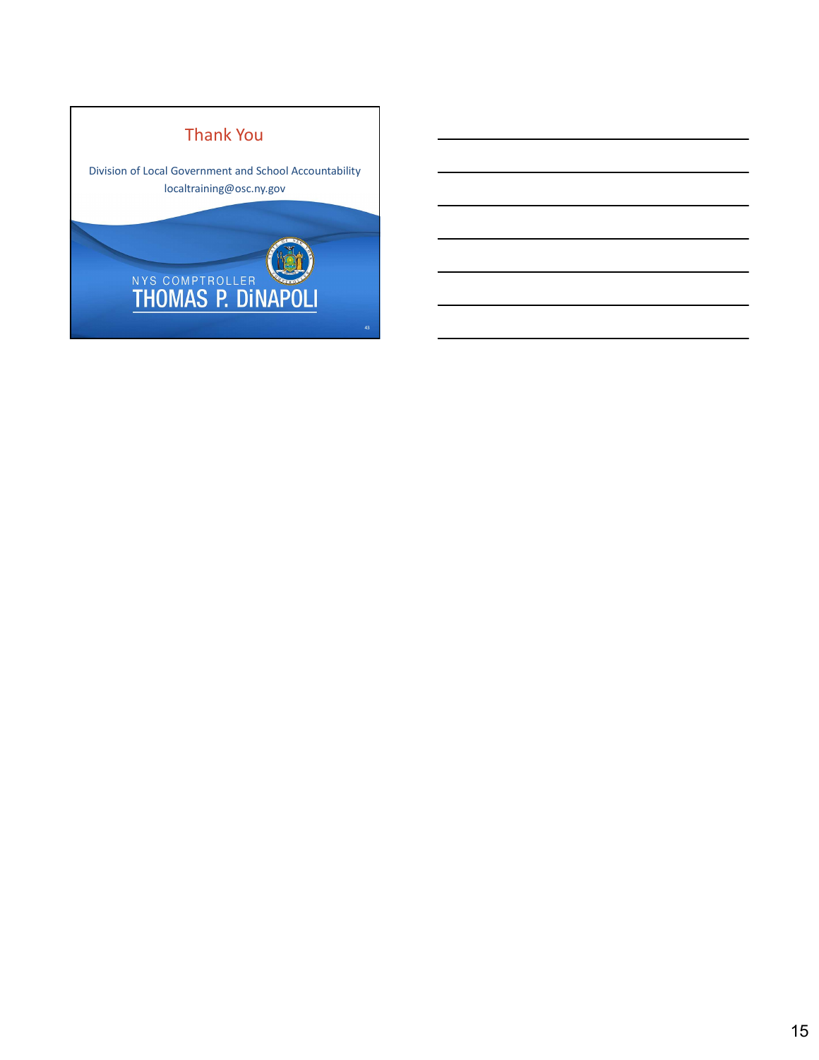## Thank You

Division of Local Government and School Accountability

localtraining@osc.ny.gov

NYS COMPTROLLER

THOMAS P. DiNAPOLI